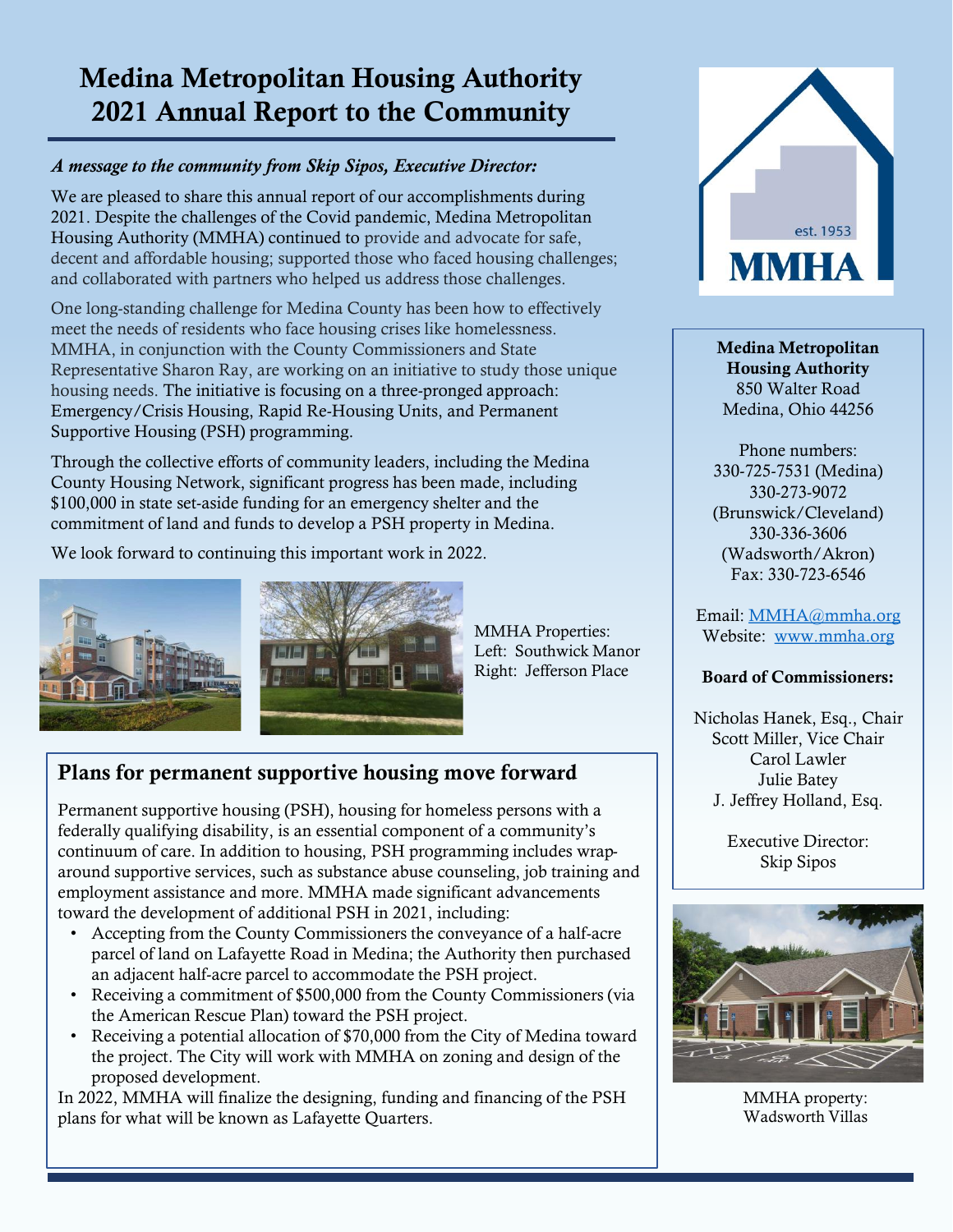# Medina Metropolitan Housing Authority 2021 Annual Report to the Community

***A message to the community from Skip Sipos, Executive Director:***

We are pleased to share this annual report of our accomplishments during 2021. Despite the challenges of the Covid pandemic, Medina Metropolitan Housing Authority (MMHA) continued to provide and advocate for safe, decent and affordable housing; supported those who faced housing challenges; and collaborated with partners who helped us address those challenges.

One long-standing challenge for Medina County has been how to effectively meet the needs of residents who face housing crises like homelessness. MMHA, in conjunction with the County Commissioners and State Representative Sharon Ray, are working on an initiative to study those unique housing needs. The initiative is focusing on a three-pronged approach: Emergency/Crisis Housing, Rapid Re-Housing Units, and Permanent Supportive Housing (PSH) programming.

Through the collective efforts of community leaders, including the Medina County Housing Network, significant progress has been made, including $100,000 in state set-aside funding for an emergency shelter and the commitment of land and funds to develop a PSH property in Medina.

We look forward to continuing this important work in 2022.

MMHA Properties:
Left: Southwick Manor
Right: Jefferson Place

## Plans for permanent supportive housing move forward

Permanent supportive housing (PSH), housing for homeless persons with a federally qualifying disability, is an essential component of a community's continuum of care. In addition to housing, PSH programming includes wrap-around supportive services, such as substance abuse counseling, job training and employment assistance and more. MMHA made significant advancements toward the development of additional PSH in 2021, including:

- Accepting from the County Commissioners the conveyance of a half-acre parcel of land on Lafayette Road in Medina; the Authority then purchased an adjacent half-acre parcel to accommodate the PSH project.
- Receiving a commitment of $500,000 from the County Commissioners (via the American Rescue Plan) toward the PSH project.
- Receiving a potential allocation of $70,000 from the City of Medina toward the project. The City will work with MMHA on zoning and design of the proposed development.

In 2022, MMHA will finalize the designing, funding and financing of the PSH plans for what will be known as Lafayette Quarters.

est. 1953
MMHA

**Medina Metropolitan Housing Authority**
850 Walter Road
Medina, Ohio 44256

Phone numbers:
330-725-7531 (Medina)
330-273-9072 (Brunswick/Cleveland)
330-336-3606 (Wadsworth/Akron)
Fax: 330-723-6546

Email: MMHA@mmha.org
Website: www.mmha.org

**Board of Commissioners:**

Nicholas Hanek, Esq., Chair
Scott Miller, Vice Chair
Carol Lawler
Julie Batey
J. Jeffrey Holland, Esq.

Executive Director:
Skip Sipos

MMHA property:
Wadsworth Villas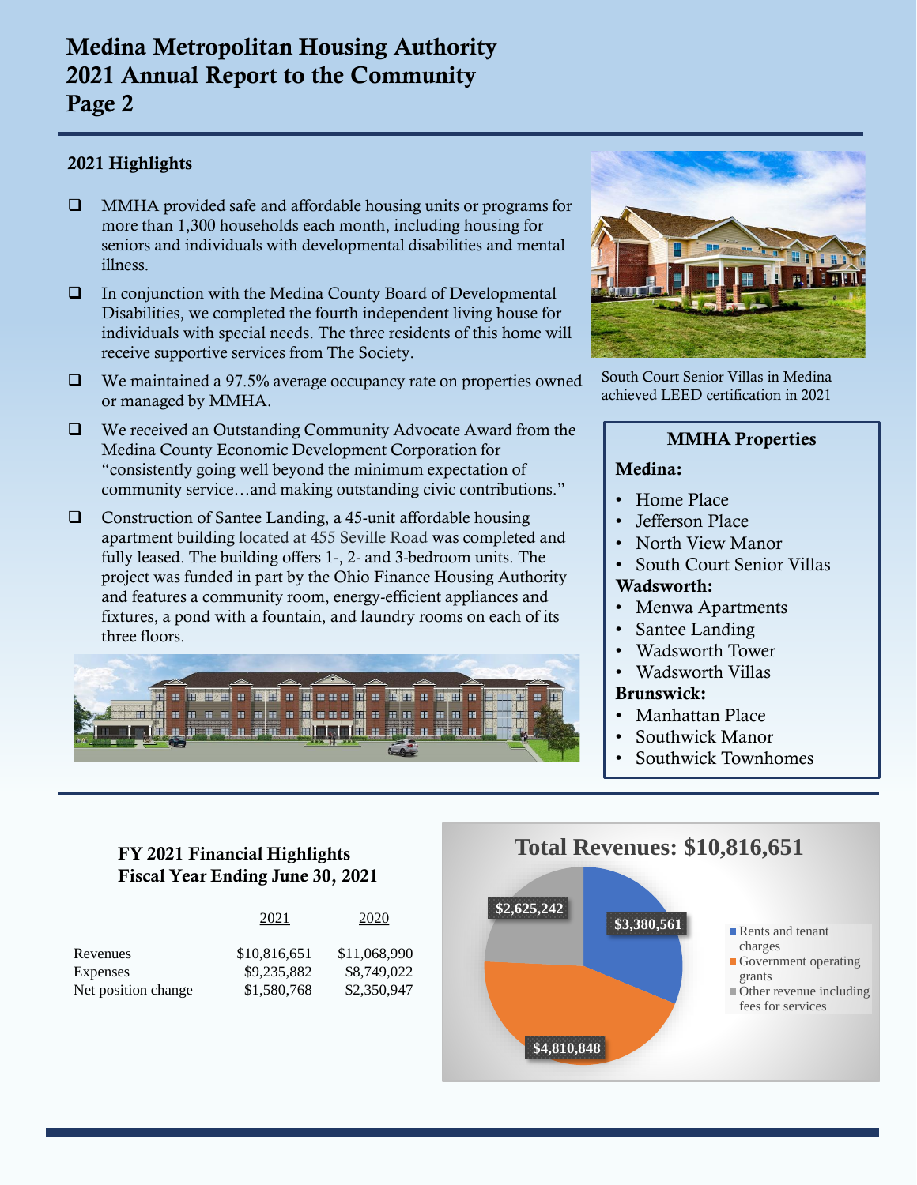# Medina Metropolitan Housing Authority
# 2021 Annual Report to the Community
# Page 2

## 2021 Highlights

- MMHA provided safe and affordable housing units or programs for more than 1,300 households each month, including housing for seniors and individuals with developmental disabilities and mental illness.
- In conjunction with the Medina County Board of Developmental Disabilities, we completed the fourth independent living house for individuals with special needs. The three residents of this home will receive supportive services from The Society.
- We maintained a 97.5% average occupancy rate on properties owned or managed by MMHA.
- We received an Outstanding Community Advocate Award from the Medina County Economic Development Corporation for "consistently going well beyond the minimum expectation of community service…and making outstanding civic contributions."
- Construction of Santee Landing, a 45-unit affordable housing apartment building located at 455 Seville Road was completed and fully leased. The building offers 1-, 2- and 3-bedroom units. The project was funded in part by the Ohio Finance Housing Authority and features a community room, energy-efficient appliances and fixtures, a pond with a fountain, and laundry rooms on each of its three floors.

South Court Senior Villas in Medina achieved LEED certification in 2021

### MMHA Properties

**Medina:**

- Home Place
- Jefferson Place
- North View Manor
- South Court Senior Villas

**Wadsworth:**

- Menwa Apartments
- Santee Landing
- Wadsworth Tower
- Wadsworth Villas

**Brunswick:**

- Manhattan Place
- Southwick Manor
- Southwick Townhomes

## FY 2021 Financial Highlights
## Fiscal Year Ending June 30, 2021

| | 2021 | 2020 |
|---|---|---|
| Revenues | $10,816,651 | $11,068,990 |
| Expenses | $9,235,882 | $8,749,022 |
| Net position change | $1,580,768 | $2,350,947 |

Total Revenues: $10,816,651

$3,380,561

$4,810,848

$2,625,242

Rents and tenant charges

Government operating grants

Other revenue including fees for services